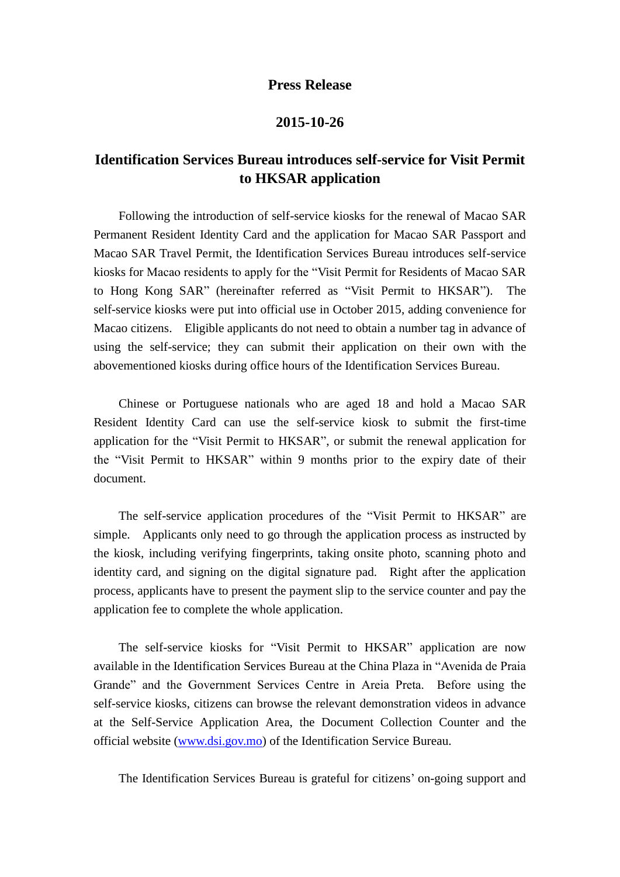# Press Release

## 2015-10-26

## Identification Services Bureau introduces self-service for Visit Permit to HKSAR application

Following the introduction of self-service kiosks for the renewal of Macao SAR Permanent Resident Identity Card and the application for Macao SAR Passport and Macao SAR Travel Permit, the Identification Services Bureau introduces self-service kiosks for Macao residents to apply for the "Visit Permit for Residents of Macao SAR to Hong Kong SAR" (hereinafter referred as "Visit Permit to HKSAR"). The self-service kiosks were put into official use in October 2015, adding convenience for Macao citizens. Eligible applicants do not need to obtain a number tag in advance of using the self-service; they can submit their application on their own with the abovementioned kiosks during office hours of the Identification Services Bureau.

Chinese or Portuguese nationals who are aged 18 and hold a Macao SAR Resident Identity Card can use the self-service kiosk to submit the first-time application for the "Visit Permit to HKSAR", or submit the renewal application for the "Visit Permit to HKSAR" within 9 months prior to the expiry date of their document.

The self-service application procedures of the "Visit Permit to HKSAR" are simple. Applicants only need to go through the application process as instructed by the kiosk, including verifying fingerprints, taking onsite photo, scanning photo and identity card, and signing on the digital signature pad. Right after the application process, applicants have to present the payment slip to the service counter and pay the application fee to complete the whole application.

The self-service kiosks for "Visit Permit to HKSAR" application are now available in the Identification Services Bureau at the China Plaza in "Avenida de Praia Grande" and the Government Services Centre in Areia Preta. Before using the self-service kiosks, citizens can browse the relevant demonstration videos in advance at the Self-Service Application Area, the Document Collection Counter and the official website (www.dsi.gov.mo) of the Identification Service Bureau.

The Identification Services Bureau is grateful for citizens' on-going support and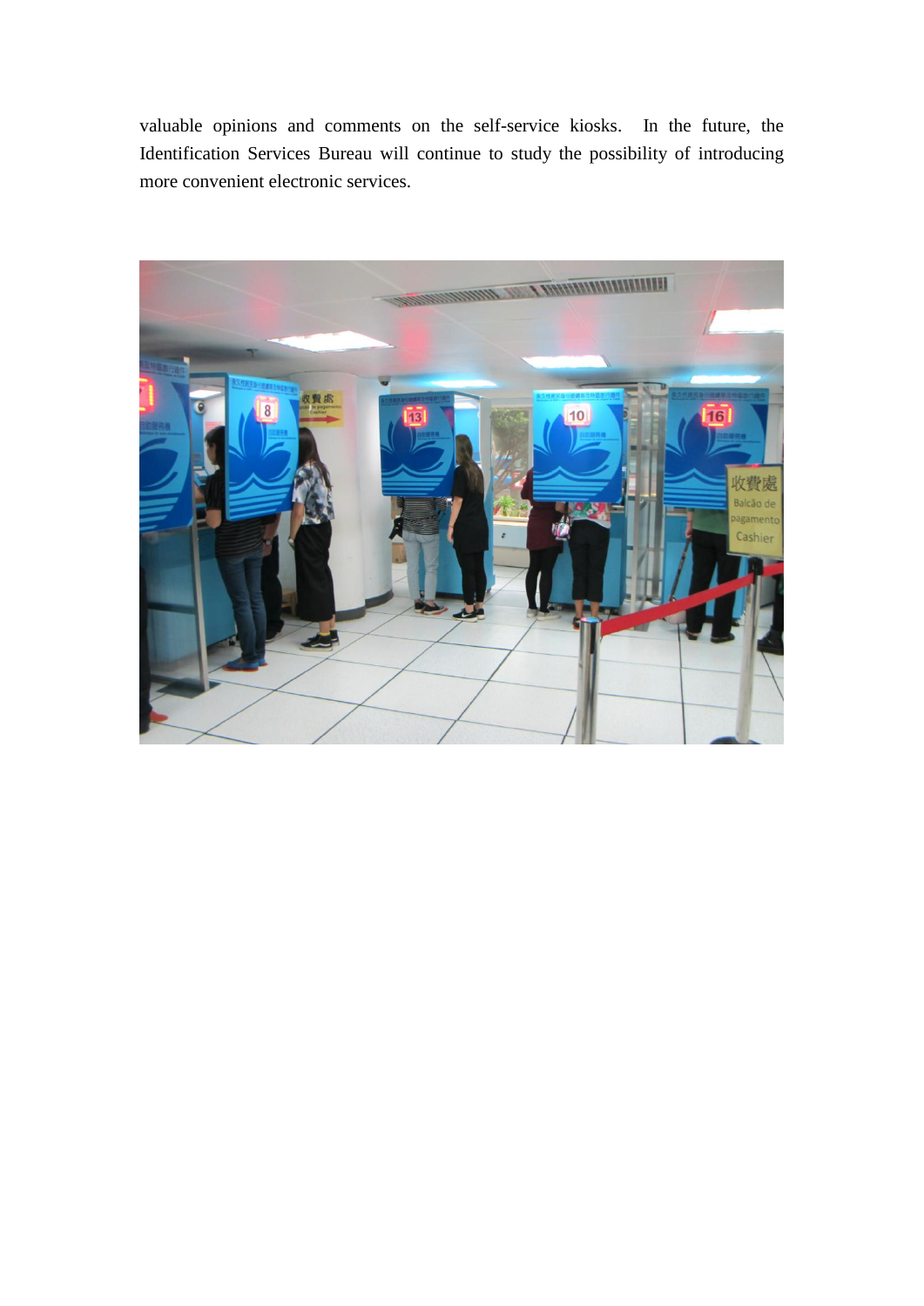valuable opinions and comments on the self-service kiosks. In the future, the Identification Services Bureau will continue to study the possibility of introducing more convenient electronic services.